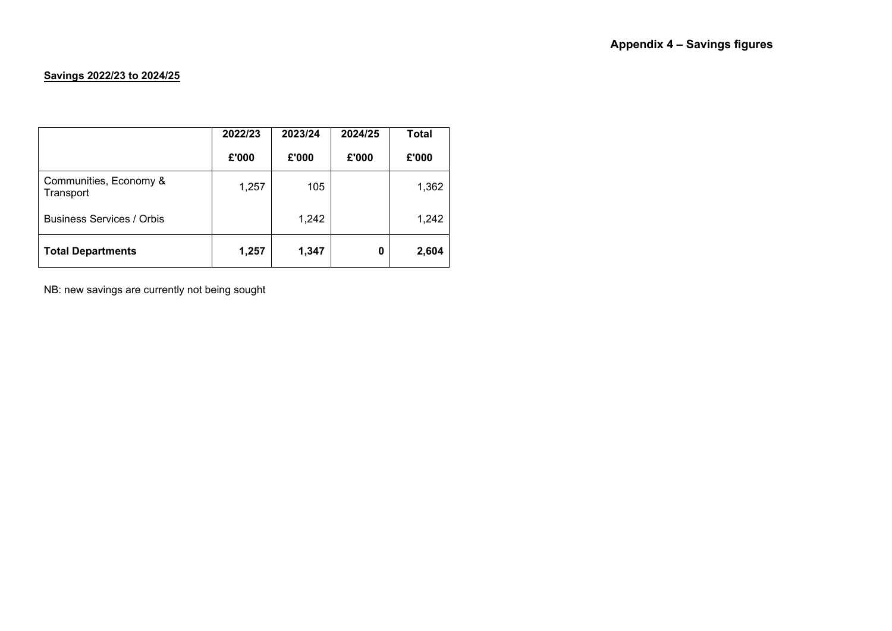# Appendix 4 – Savings figures

**Savings 2022/23 to 2024/25**

| | 2022/23 £'000 | 2023/24 £'000 | 2024/25 £'000 | Total £'000 |
|---|---|---|---|---|
| Communities, Economy & Transport | 1,257 | 105 | | 1,362 |
| Business Services / Orbis | | 1,242 | | 1,242 |
| **Total Departments** | **1,257** | **1,347** | **0** | **2,604** |

NB: new savings are currently not being sought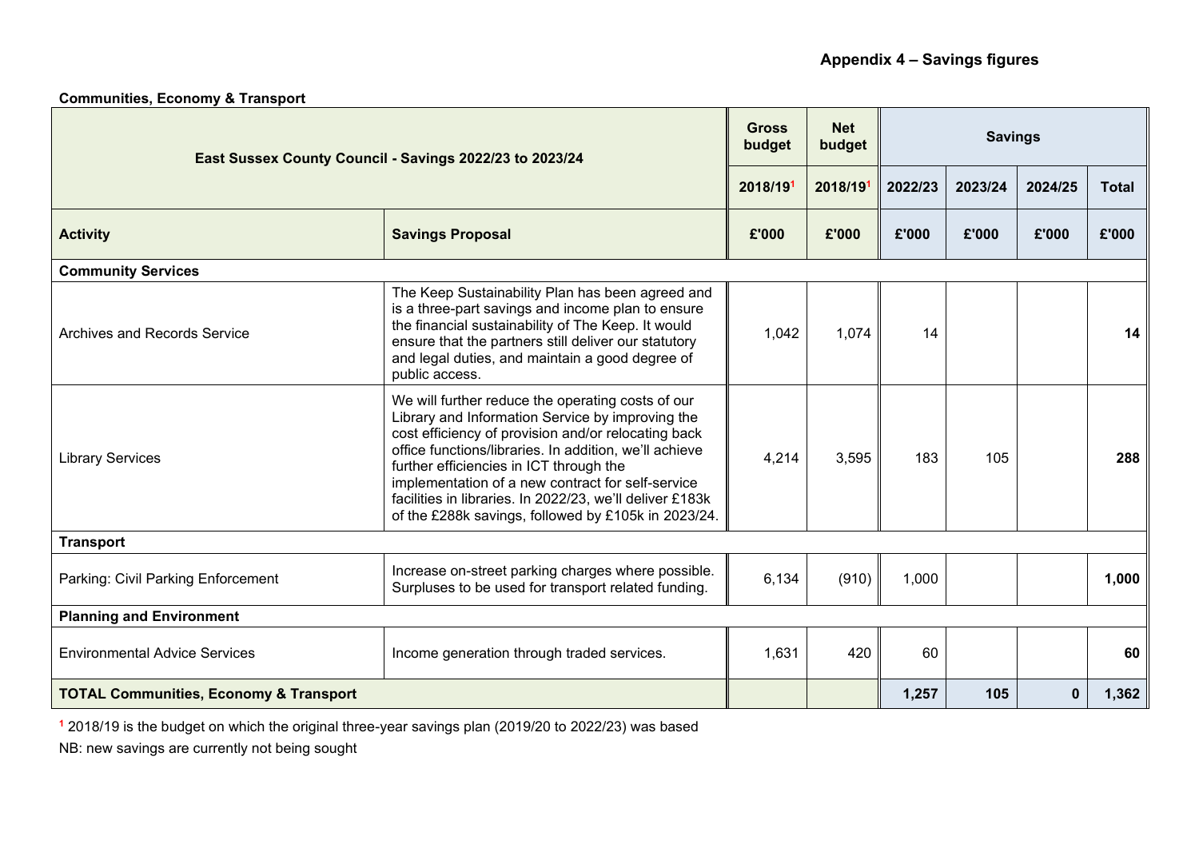## Appendix 4 – Savings figures

**Communities, Economy & Transport**

| East Sussex County Council - Savings 2022/23 to 2023/24 | | Gross budget | Net budget | Savings | | | |
|---|---|---|---|---|---|---|---|
| | | 2018/19[1] | 2018/19[1] | 2022/23 | 2023/24 | 2024/25 | Total |
| **Activity** | **Savings Proposal** | **£'000** | **£'000** | **£'000** | **£'000** | **£'000** | **£'000** |
| **Community Services** | | | | | | | |
| Archives and Records Service | The Keep Sustainability Plan has been agreed and is a three-part savings and income plan to ensure the financial sustainability of The Keep. It would ensure that the partners still deliver our statutory and legal duties, and maintain a good degree of public access. | 1,042 | 1,074 | 14 | | | **14** |
| Library Services | We will further reduce the operating costs of our Library and Information Service by improving the cost efficiency of provision and/or relocating back office functions/libraries. In addition, we'll achieve further efficiencies in ICT through the implementation of a new contract for self-service facilities in libraries. In 2022/23, we'll deliver £183k of the £288k savings, followed by £105k in 2023/24. | 4,214 | 3,595 | 183 | 105 | | **288** |
| **Transport** | | | | | | | |
| Parking: Civil Parking Enforcement | Increase on-street parking charges where possible. Surpluses to be used for transport related funding. | 6,134 | (910) | 1,000 | | | **1,000** |
| **Planning and Environment** | | | | | | | |
| Environmental Advice Services | Income generation through traded services. | 1,631 | 420 | 60 | | | **60** |
| **TOTAL Communities, Economy & Transport** | | | | **1,257** | **105** | **0** | **1,362** |

[1] 2018/19 is the budget on which the original three-year savings plan (2019/20 to 2022/23) was based

NB: new savings are currently not being sought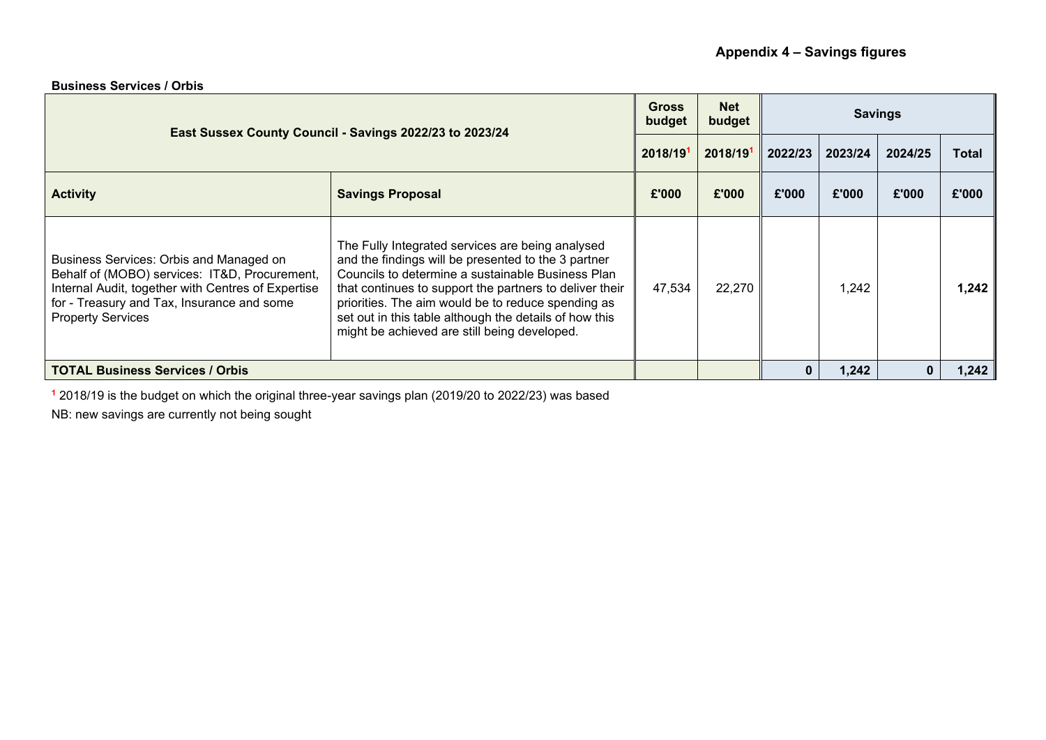# Appendix 4 – Savings figures

**Business Services / Orbis**

| East Sussex County Council - Savings 2022/23 to 2023/24 | | Gross budget | Net budget | Savings | | | |
|---|---|---|---|---|---|---|---|
| | | 2018/19[1] | 2018/19[1] | 2022/23 | 2023/24 | 2024/25 | Total |
| **Activity** | **Savings Proposal** | **£'000** | **£'000** | **£'000** | **£'000** | **£'000** | **£'000** |
| Business Services: Orbis and Managed on Behalf of (MOBO) services: IT&D, Procurement, Internal Audit, together with Centres of Expertise for - Treasury and Tax, Insurance and some Property Services | The Fully Integrated services are being analysed and the findings will be presented to the 3 partner Councils to determine a sustainable Business Plan that continues to support the partners to deliver their priorities. The aim would be to reduce spending as set out in this table although the details of how this might be achieved are still being developed. | 47,534 | 22,270 | | 1,242 | | **1,242** |
| **TOTAL Business Services / Orbis** | | | | **0** | **1,242** | **0** | **1,242** |

[1] 2018/19 is the budget on which the original three-year savings plan (2019/20 to 2022/23) was based

NB: new savings are currently not being sought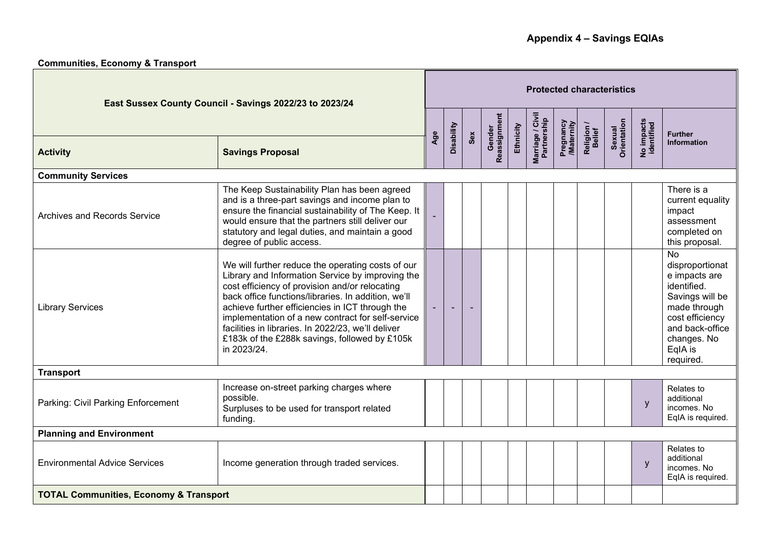# Appendix 4 – Savings EQIAs

**Communities, Economy & Transport**

| East Sussex County Council - Savings 2022/23 to 2023/24 | | Protected characteristics | | | | | | | | | | |
|---|---|---|---|---|---|---|---|---|---|---|---|---|
| **Activity** | **Savings Proposal** | Age | Disability | Sex | Gender Reassignment | Ethnicity | Marriage / Civil Partnership | Pregnancy /Maternity | Religion / Belief | Sexual Orientation | No impacts identified | Further Information |
| **Community Services** | | | | | | | | | | | | |
| Archives and Records Service | The Keep Sustainability Plan has been agreed and is a three-part savings and income plan to ensure the financial sustainability of The Keep. It would ensure that the partners still deliver our statutory and legal duties, and maintain a good degree of public access. | - | | | | | | | | | | There is a current equality impact assessment completed on this proposal. |
| Library Services | We will further reduce the operating costs of our Library and Information Service by improving the cost efficiency of provision and/or relocating back office functions/libraries. In addition, we'll achieve further efficiencies in ICT through the implementation of a new contract for self-service facilities in libraries. In 2022/23, we'll deliver £183k of the £288k savings, followed by £105k in 2023/24. | - | - | - | | | | | | | | No disproportionate impacts are identified. Savings will be made through cost efficiency and back-office changes. No EqIA is required. |
| **Transport** | | | | | | | | | | | | |
| Parking: Civil Parking Enforcement | Increase on-street parking charges where possible.<br>Surpluses to be used for transport related funding. | | | | | | | | | | y | Relates to additional incomes. No EqIA is required. |
| **Planning and Environment** | | | | | | | | | | | | |
| Environmental Advice Services | Income generation through traded services. | | | | | | | | | | y | Relates to additional incomes. No EqIA is required. |
| **TOTAL Communities, Economy & Transport** | | | | | | | | | | | | |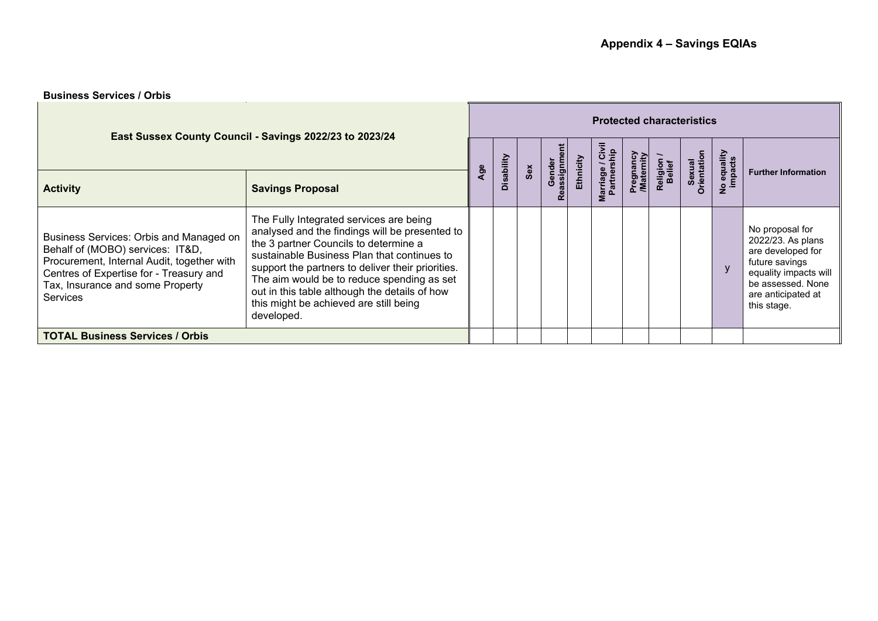## Appendix 4 – Savings EQIAs

**Business Services / Orbis**

| East Sussex County Council - Savings 2022/23 to 2023/24 | | Protected characteristics | | | | | | | | | | |
|---|---|---|---|---|---|---|---|---|---|---|---|---|
| **Activity** | **Savings Proposal** | **Age** | **Disability** | **Sex** | **Gender Reassignment** | **Ethnicity** | **Marriage / Civil Partnership** | **Pregnancy /Maternity** | **Religion / Belief** | **Sexual Orientation** | **No equality impacts** | **Further Information** |
| Business Services: Orbis and Managed on Behalf of (MOBO) services: IT&D, Procurement, Internal Audit, together with Centres of Expertise for - Treasury and Tax, Insurance and some Property Services | The Fully Integrated services are being analysed and the findings will be presented to the 3 partner Councils to determine a sustainable Business Plan that continues to support the partners to deliver their priorities. The aim would be to reduce spending as set out in this table although the details of how this might be achieved are still being developed. | | | | | | | | | | y | No proposal for 2022/23. As plans are developed for future savings equality impacts will be assessed. None are anticipated at this stage. |
| **TOTAL Business Services / Orbis** | | | | | | | | | | | | |